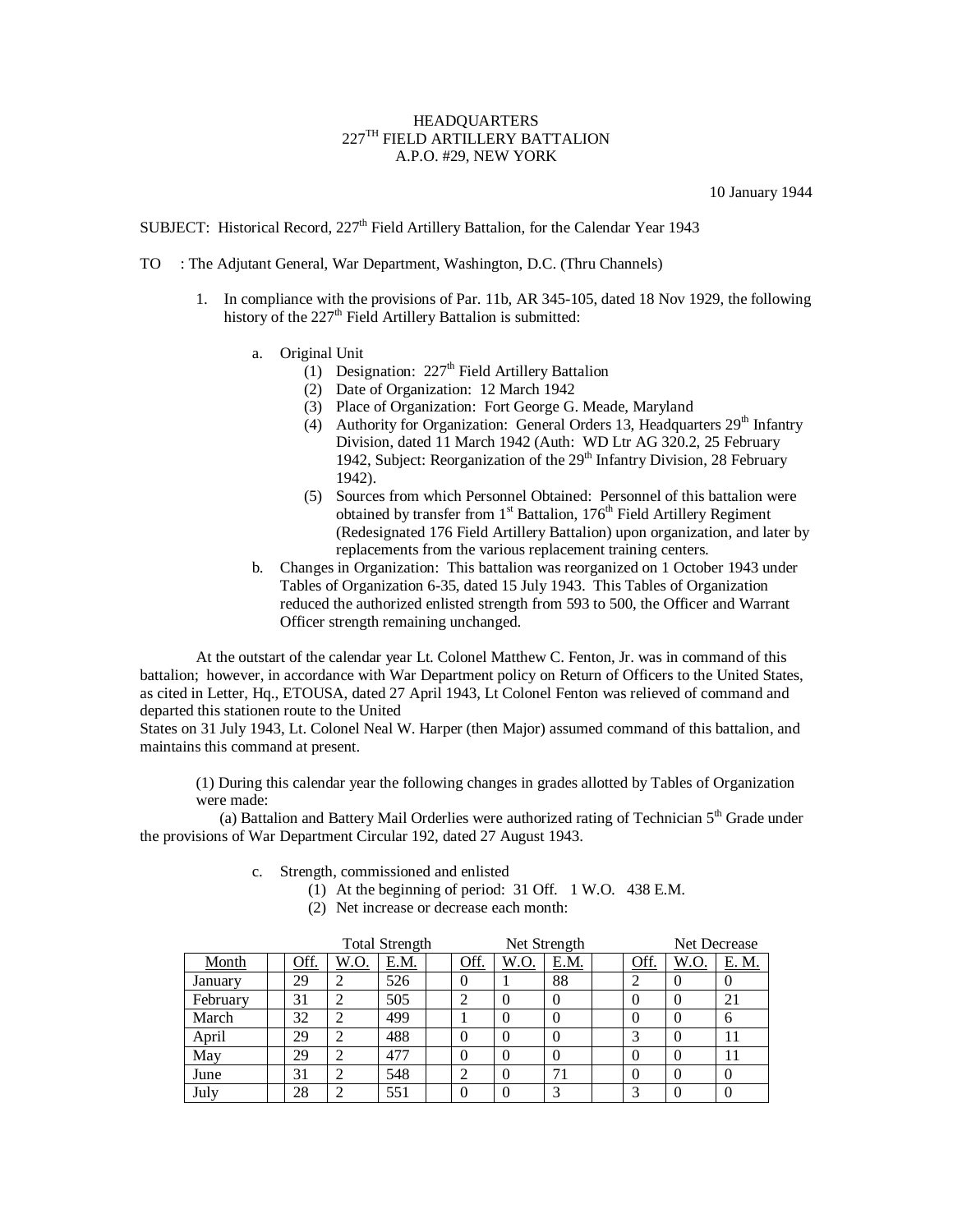HEADQUARTERS
227TH FIELD ARTILLERY BATTALION
A.P.O. #29, NEW YORK

10 January 1944

SUBJECT: Historical Record, 227th Field Artillery Battalion, for the Calendar Year 1943

TO : The Adjutant General, War Department, Washington, D.C. (Thru Channels)

1. In compliance with the provisions of Par. 11b, AR 345-105, dated 18 Nov 1929, the following history of the 227th Field Artillery Battalion is submitted:

   a. Original Unit
      (1) Designation: 227th Field Artillery Battalion
      (2) Date of Organization: 12 March 1942
      (3) Place of Organization: Fort George G. Meade, Maryland
      (4) Authority for Organization: General Orders 13, Headquarters 29th Infantry Division, dated 11 March 1942 (Auth: WD Ltr AG 320.2, 25 February 1942, Subject: Reorganization of the 29th Infantry Division, 28 February 1942).
      (5) Sources from which Personnel Obtained: Personnel of this battalion were obtained by transfer from 1st Battalion, 176th Field Artillery Regiment (Redesignated 176 Field Artillery Battalion) upon organization, and later by replacements from the various replacement training centers.

   b. Changes in Organization: This battalion was reorganized on 1 October 1943 under Tables of Organization 6-35, dated 15 July 1943. This Tables of Organization reduced the authorized enlisted strength from 593 to 500, the Officer and Warrant Officer strength remaining unchanged.

At the outstart of the calendar year Lt. Colonel Matthew C. Fenton, Jr. was in command of this battalion; however, in accordance with War Department policy on Return of Officers to the United States, as cited in Letter, Hq., ETOUSA, dated 27 April 1943, Lt Colonel Fenton was relieved of command and departed this stationen route to the United
States on 31 July 1943, Lt. Colonel Neal W. Harper (then Major) assumed command of this battalion, and maintains this command at present.

(1) During this calendar year the following changes in grades allotted by Tables of Organization were made:
   (a) Battalion and Battery Mail Orderlies were authorized rating of Technician 5th Grade under the provisions of War Department Circular 192, dated 27 August 1943.

   c. Strength, commissioned and enlisted
      (1) At the beginning of period: 31 Off. 1 W.O. 438 E.M.
      (2) Net increase or decrease each month:

| | Total Strength | | | Net Strength | | | Net Decrease | | |
|---|---|---|---|---|---|---|---|---|---|
| Month | Off. | W.O. | E.M. | Off. | W.O. | E.M. | Off. | W.O. | E. M. |
| January | 29 | 2 | 526 | 0 | 1 | 88 | 2 | 0 | 0 |
| February | 31 | 2 | 505 | 2 | 0 | 0 | 0 | 0 | 21 |
| March | 32 | 2 | 499 | 1 | 0 | 0 | 0 | 0 | 6 |
| April | 29 | 2 | 488 | 0 | 0 | 0 | 3 | 0 | 11 |
| May | 29 | 2 | 477 | 0 | 0 | 0 | 0 | 0 | 11 |
| June | 31 | 2 | 548 | 2 | 0 | 71 | 0 | 0 | 0 |
| July | 28 | 2 | 551 | 0 | 0 | 3 | 3 | 0 | 0 |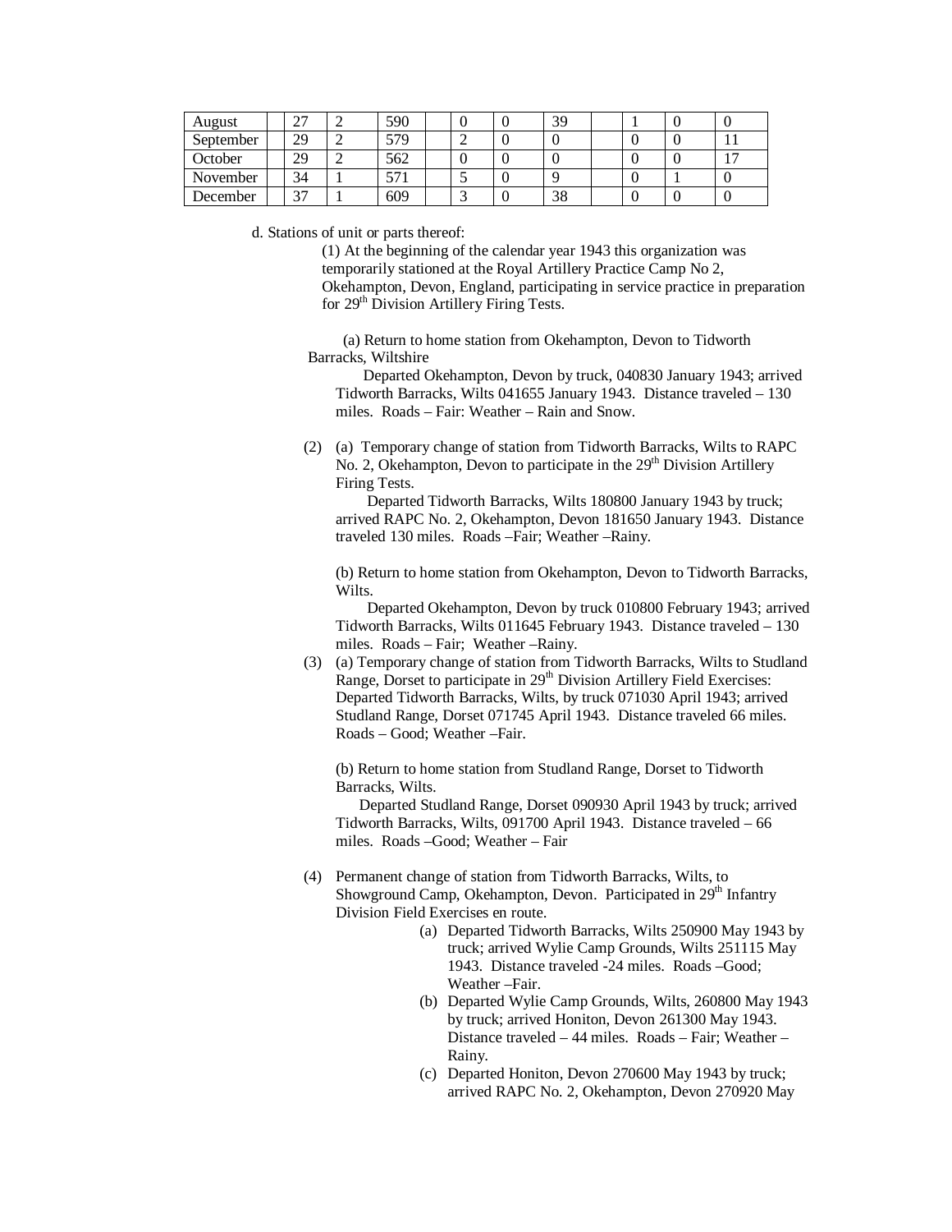| | | | | | | | | | | | | |
|---|---|---|---|---|---|---|---|---|---|---|---|---|
| August | | 27 | 2 | 590 | | 0 | 0 | 39 | | 1 | 0 | 0 |
| September | | 29 | 2 | 579 | | 2 | 0 | 0 | | 0 | 0 | 11 |
| October | | 29 | 2 | 562 | | 0 | 0 | 0 | | 0 | 0 | 17 |
| November | | 34 | 1 | 571 | | 5 | 0 | 9 | | 0 | 1 | 0 |
| December | | 37 | 1 | 609 | | 3 | 0 | 38 | | 0 | 0 | 0 |

d. Stations of unit or parts thereof:

(1) At the beginning of the calendar year 1943 this organization was temporarily stationed at the Royal Artillery Practice Camp No 2, Okehampton, Devon, England, participating in service practice in preparation for 29th Division Artillery Firing Tests.

(a) Return to home station from Okehampton, Devon to Tidworth Barracks, Wiltshire

Departed Okehampton, Devon by truck, 040830 January 1943; arrived Tidworth Barracks, Wilts 041655 January 1943. Distance traveled – 130 miles. Roads – Fair: Weather – Rain and Snow.

(2) (a) Temporary change of station from Tidworth Barracks, Wilts to RAPC No. 2, Okehampton, Devon to participate in the 29th Division Artillery Firing Tests.

Departed Tidworth Barracks, Wilts 180800 January 1943 by truck; arrived RAPC No. 2, Okehampton, Devon 181650 January 1943. Distance traveled 130 miles. Roads –Fair; Weather –Rainy.

(b) Return to home station from Okehampton, Devon to Tidworth Barracks, Wilts.

Departed Okehampton, Devon by truck 010800 February 1943; arrived Tidworth Barracks, Wilts 011645 February 1943. Distance traveled – 130 miles. Roads – Fair; Weather –Rainy.

(3) (a) Temporary change of station from Tidworth Barracks, Wilts to Studland Range, Dorset to participate in 29th Division Artillery Field Exercises: Departed Tidworth Barracks, Wilts, by truck 071030 April 1943; arrived Studland Range, Dorset 071745 April 1943. Distance traveled 66 miles. Roads – Good; Weather –Fair.

(b) Return to home station from Studland Range, Dorset to Tidworth Barracks, Wilts.

Departed Studland Range, Dorset 090930 April 1943 by truck; arrived Tidworth Barracks, Wilts, 091700 April 1943. Distance traveled – 66 miles. Roads –Good; Weather – Fair

(4) Permanent change of station from Tidworth Barracks, Wilts, to Showground Camp, Okehampton, Devon. Participated in 29th Infantry Division Field Exercises en route.

(a) Departed Tidworth Barracks, Wilts 250900 May 1943 by truck; arrived Wylie Camp Grounds, Wilts 251115 May 1943. Distance traveled -24 miles. Roads –Good; Weather –Fair.

(b) Departed Wylie Camp Grounds, Wilts, 260800 May 1943 by truck; arrived Honiton, Devon 261300 May 1943. Distance traveled – 44 miles. Roads – Fair; Weather – Rainy.

(c) Departed Honiton, Devon 270600 May 1943 by truck; arrived RAPC No. 2, Okehampton, Devon 270920 May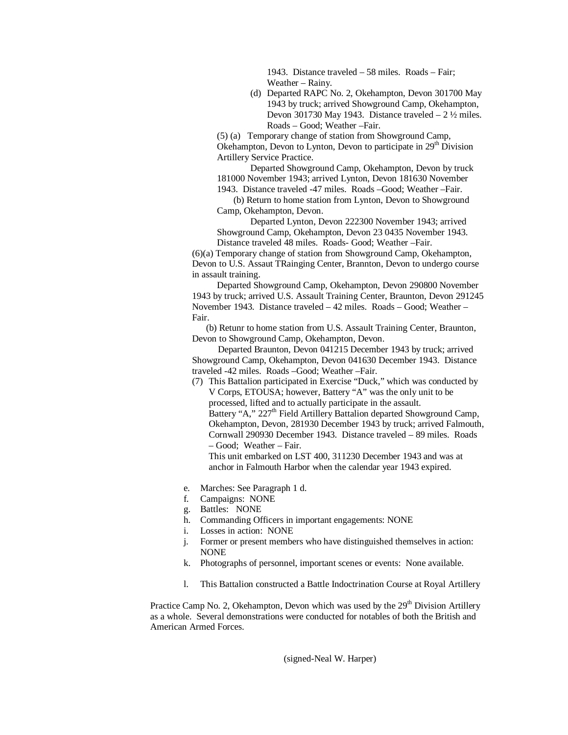1943. Distance traveled – 58 miles. Roads – Fair; Weather – Rainy.

(d) Departed RAPC No. 2, Okehampton, Devon 301700 May 1943 by truck; arrived Showground Camp, Okehampton, Devon 301730 May 1943. Distance traveled – 2 ½ miles. Roads – Good; Weather –Fair.

(5) (a) Temporary change of station from Showground Camp, Okehampton, Devon to Lynton, Devon to participate in 29th Division Artillery Service Practice.

Departed Showground Camp, Okehampton, Devon by truck 181000 November 1943; arrived Lynton, Devon 181630 November 1943. Distance traveled -47 miles. Roads –Good; Weather –Fair.

(b) Return to home station from Lynton, Devon to Showground Camp, Okehampton, Devon.

Departed Lynton, Devon 222300 November 1943; arrived Showground Camp, Okehampton, Devon 23 0435 November 1943. Distance traveled 48 miles. Roads- Good; Weather –Fair.

(6)(a) Temporary change of station from Showground Camp, Okehampton, Devon to U.S. Assaut TRainging Center, Brannton, Devon to undergo course in assault training.

Departed Showground Camp, Okehampton, Devon 290800 November 1943 by truck; arrived U.S. Assault Training Center, Braunton, Devon 291245 November 1943. Distance traveled – 42 miles. Roads – Good; Weather – Fair.

(b) Retunr to home station from U.S. Assault Training Center, Braunton, Devon to Showground Camp, Okehampton, Devon.

Departed Braunton, Devon 041215 December 1943 by truck; arrived Showground Camp, Okehampton, Devon 041630 December 1943. Distance traveled -42 miles. Roads –Good; Weather –Fair.

(7) This Battalion participated in Exercise "Duck," which was conducted by V Corps, ETOUSA; however, Battery "A" was the only unit to be processed, lifted and to actually participate in the assault.
Battery "A," 227th Field Artillery Battalion departed Showground Camp, Okehampton, Devon, 281930 December 1943 by truck; arrived Falmouth, Cornwall 290930 December 1943. Distance traveled – 89 miles. Roads – Good; Weather – Fair.
This unit embarked on LST 400, 311230 December 1943 and was at anchor in Falmouth Harbor when the calendar year 1943 expired.

e. Marches: See Paragraph 1 d.
f. Campaigns: NONE
g. Battles: NONE
h. Commanding Officers in important engagements: NONE
i. Losses in action: NONE
j. Former or present members who have distinguished themselves in action: NONE
k. Photographs of personnel, important scenes or events: None available.
l. This Battalion constructed a Battle Indoctrination Course at Royal Artillery

Practice Camp No. 2, Okehampton, Devon which was used by the 29th Division Artillery as a whole. Several demonstrations were conducted for notables of both the British and American Armed Forces.

(signed-Neal W. Harper)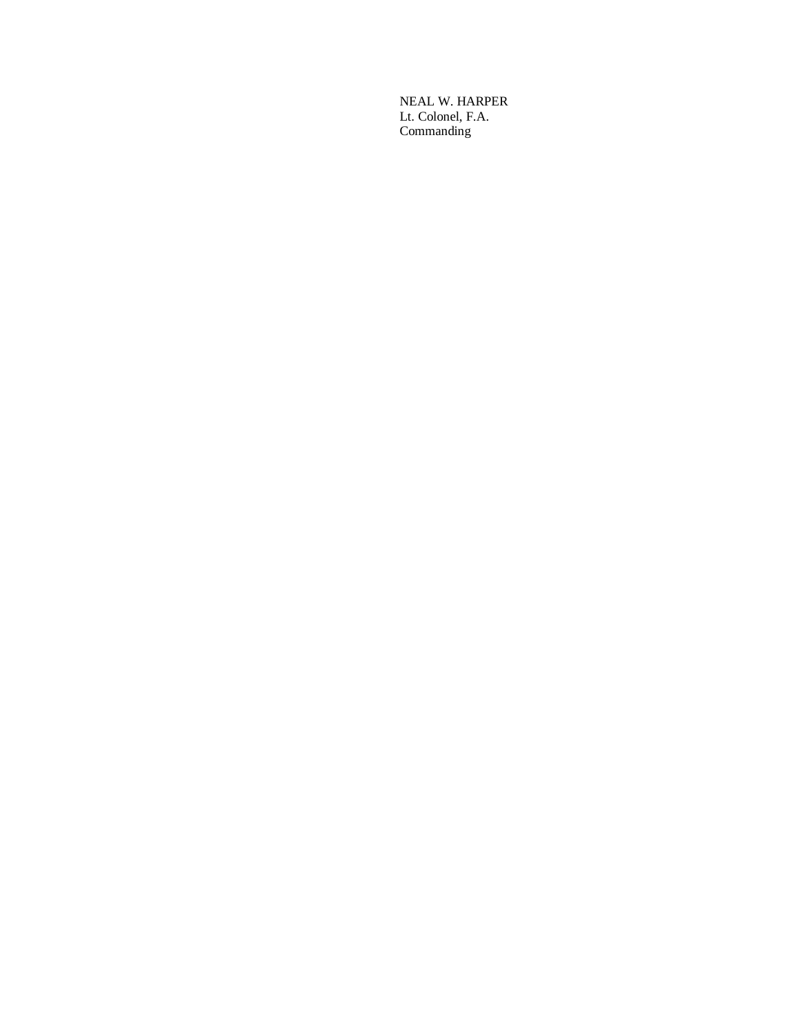NEAL W. HARPER
Lt. Colonel, F.A.
Commanding